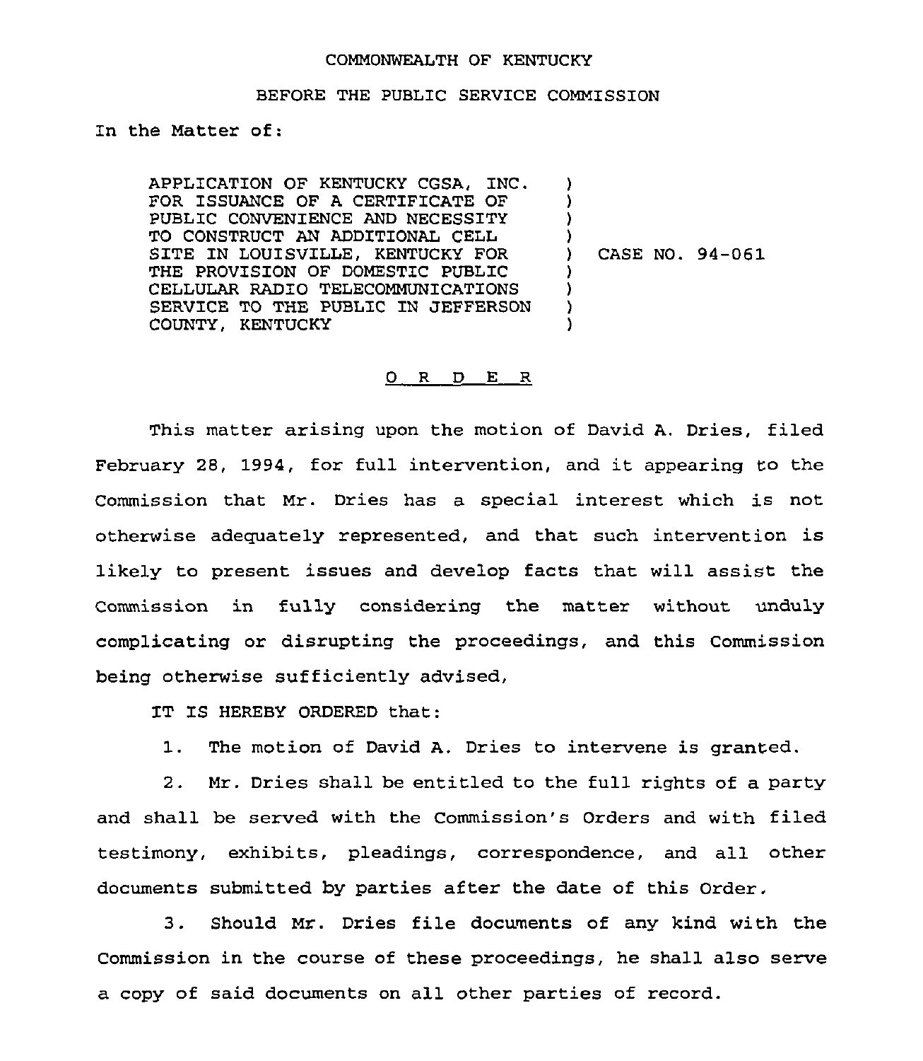COMMONWEALTH OF KENTUCKY

BEFORE THE PUBLIC SERVICE COMMISSION

In the Matter of:

| | |
|---|---|
| APPLICATION OF KENTUCKY CGSA, INC. FOR ISSUANCE OF A CERTIFICATE OF PUBLIC CONVENIENCE AND NECESSITY TO CONSTRUCT AN ADDITIONAL CELL SITE IN LOUISVILLE, KENTUCKY FOR THE PROVISION OF DOMESTIC PUBLIC CELLULAR RADIO TELECOMMUNICATIONS SERVICE TO THE PUBLIC IN JEFFERSON COUNTY, KENTUCKY | CASE NO. 94-061 |

## O R D E R

This matter arising upon the motion of David A. Dries, filed February 28, 1994, for full intervention, and it appearing to the Commission that Mr. Dries has a special interest which is not otherwise adequately represented, and that such intervention is likely to present issues and develop facts that will assist the Commission in fully considering the matter without unduly complicating or disrupting the proceedings, and this Commission being otherwise sufficiently advised,

IT IS HEREBY ORDERED that:

1. The motion of David A. Dries to intervene is granted.

2. Mr. Dries shall be entitled to the full rights of a party and shall be served with the Commission's Orders and with filed testimony, exhibits, pleadings, correspondence, and all other documents submitted by parties after the date of this Order.

3. Should Mr. Dries file documents of any kind with the Commission in the course of these proceedings, he shall also serve a copy of said documents on all other parties of record.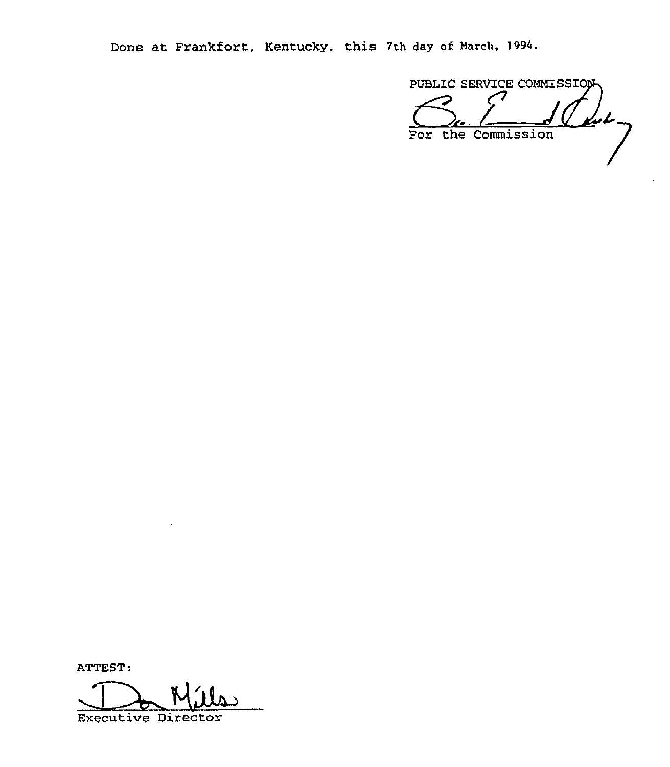Done at Frankfort, Kentucky, this 7th day of March, 1994.

PUBLIC SERVICE COMMISSION

For the Commission

ATTEST:

Executive Director